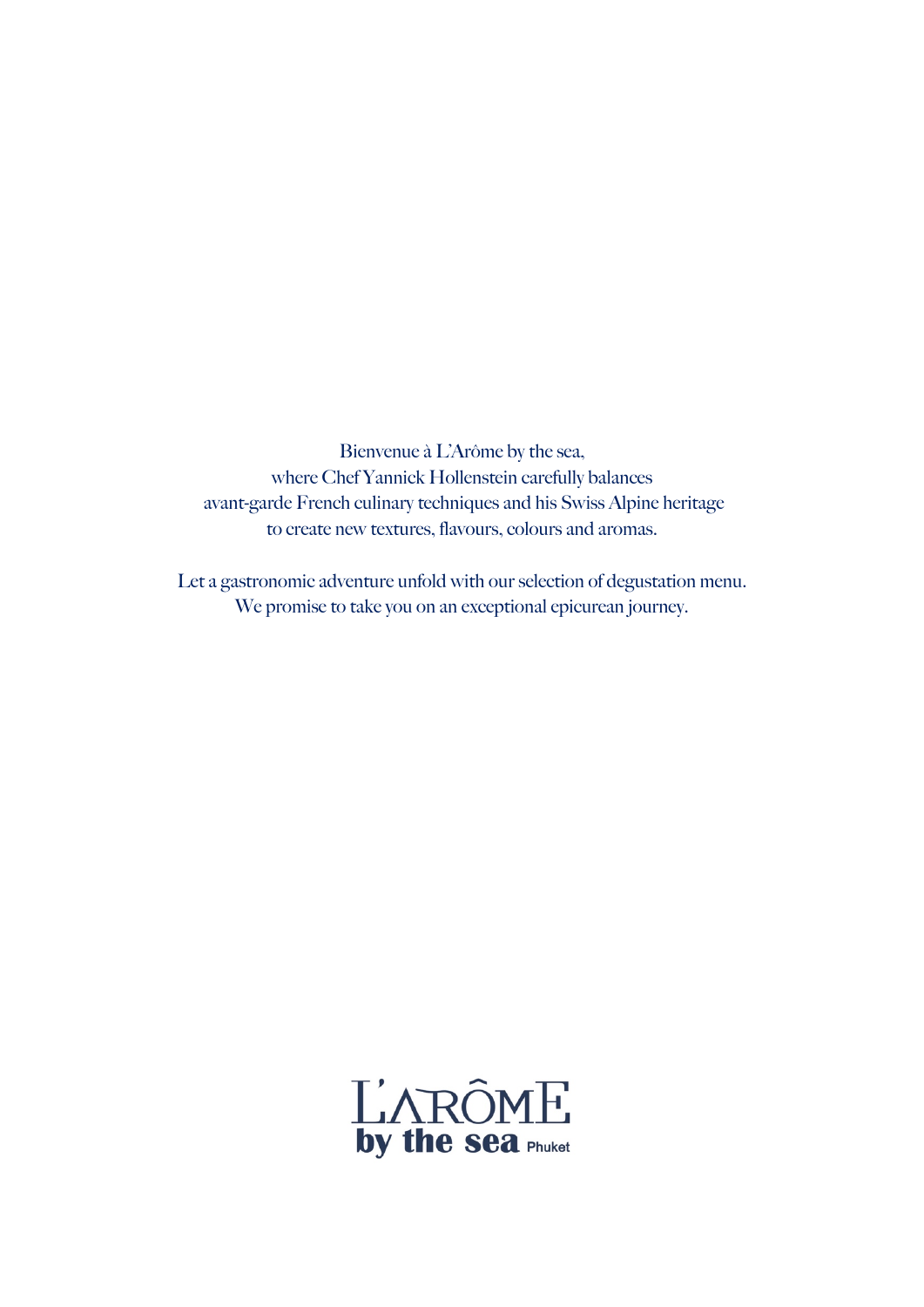Bienvenue à L'Arôme by the sea,
where Chef Yannick Hollenstein carefully balances
avant-garde French culinary techniques and his Swiss Alpine heritage
to create new textures, flavours, colours and aromas.

Let a gastronomic adventure unfold with our selection of degustation menu.
We promise to take you on an exceptional epicurean journey.

L'ARÔME
**by the sea** Phuket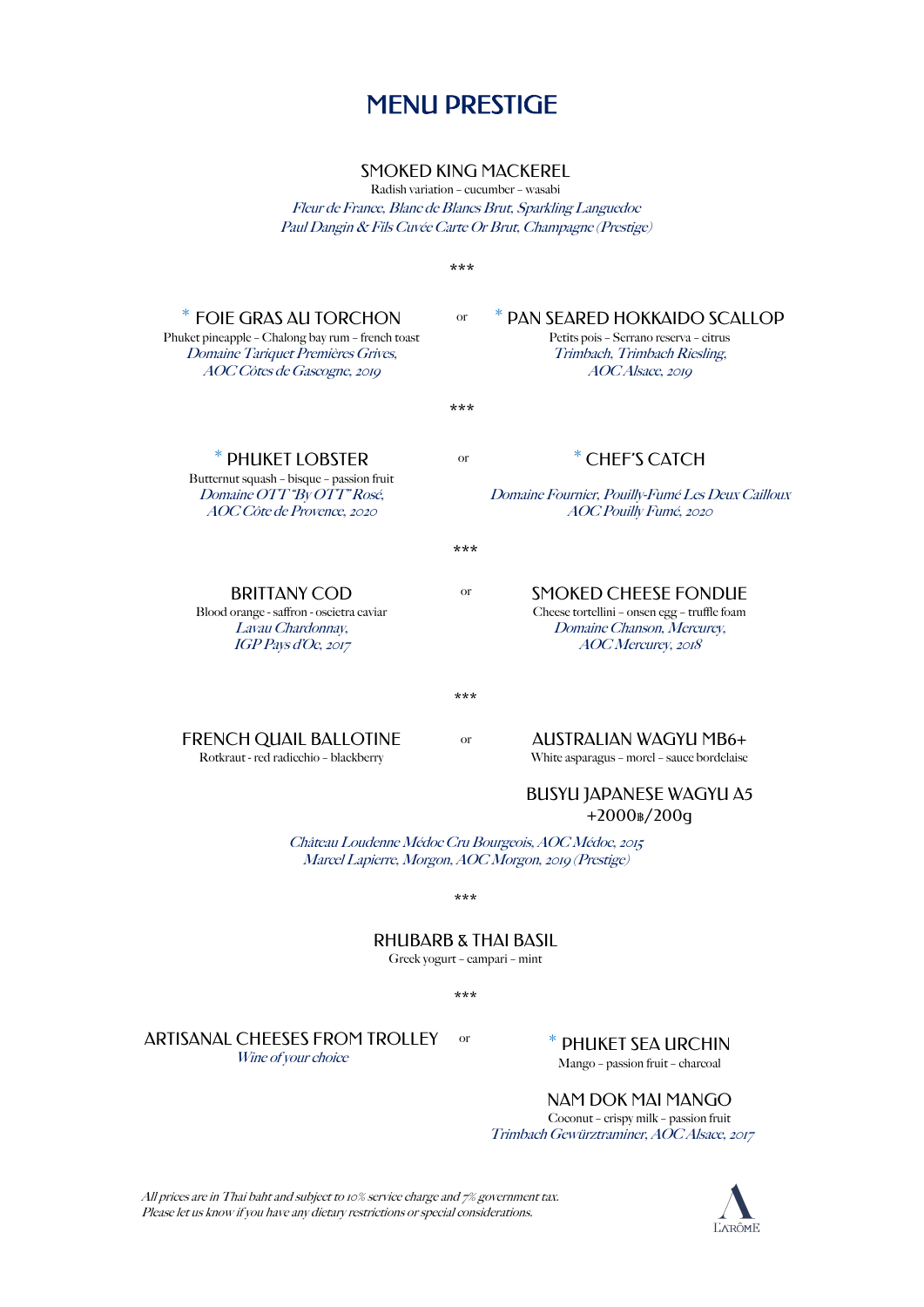# MENU PRESTIGE

### SMOKED KING MACKEREL

Radish variation – cucumber – wasabi

*Fleur de France, Blanc de Blancs Brut, Sparkling Languedoc*
*Paul Dangin & Fils Cuvée Carte Or Brut, Champagne (Prestige)*

***

### * FOIE GRAS AU TORCHON

Phuket pineapple – Chalong bay rum – french toast

*Domaine Tariquet Premières Grives, AOC Côtes de Gascogne, 2019*

or

### * PAN SEARED HOKKAIDO SCALLOP

Petits pois – Serrano reserva – citrus

*Trimbach, Trimbach Riesling, AOC Alsace, 2019*

***

### * PHUKET LOBSTER

Butternut squash – bisque – passion fruit

*Domaine OTT "By OTT" Rosé, AOC Côte de Provence, 2020*

or

### * CHEF'S CATCH

*Domaine Fournier, Pouilly-Fumé Les Deux Cailloux AOC Pouilly Fumé, 2020*

***

### BRITTANY COD

Blood orange - saffron - oscietra caviar

*Lavau Chardonnay, IGP Pays d'Oc, 2017*

or

### SMOKED CHEESE FONDUE

Cheese tortellini – onsen egg – truffle foam

*Domaine Chanson, Mercurey, AOC Mercurey, 2018*

***

### FRENCH QUAIL BALLOTINE

Rotkraut - red radicchio – blackberry

or

### AUSTRALIAN WAGYU MB6+

White asparagus – morel – sauce bordelaise

### BUSYU JAPANESE WAGYU A5

+2000฿/200g

*Château Loudenne Médoc Cru Bourgeois, AOC Médoc, 2015*
*Marcel Lapierre, Morgon, AOC Morgon, 2019 (Prestige)*

***

### RHUBARB & THAI BASIL

Greek yogurt – campari – mint

***

### ARTISANAL CHEESES FROM TROLLEY

*Wine of your choice*

or

### * PHUKET SEA URCHIN

Mango – passion fruit – charcoal

### NAM DOK MAI MANGO

Coconut – crispy milk – passion fruit

*Trimbach Gewürztraminer, AOC Alsace, 2017*

*All prices are in Thai baht and subject to 10% service charge and 7% government tax.*
*Please let us know if you have any dietary restrictions or special considerations.*

L'ARÔME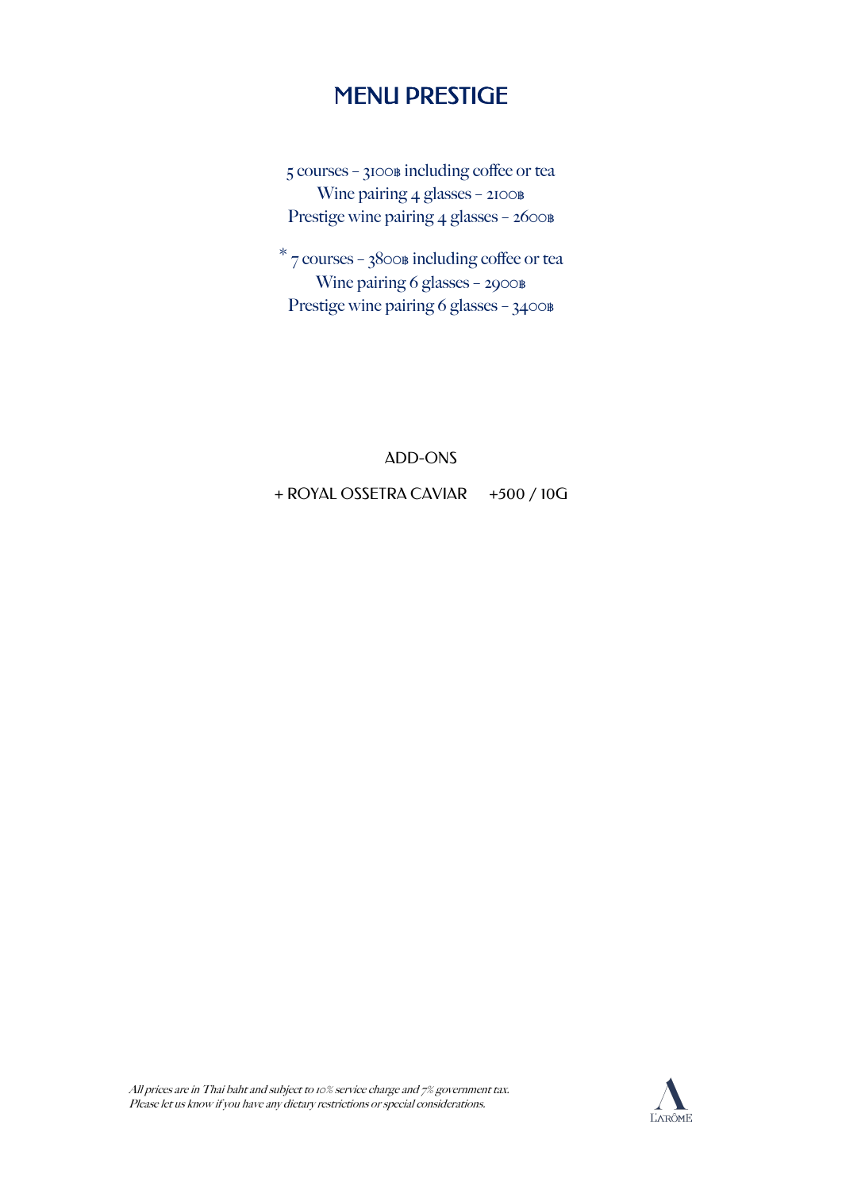# MENU PRESTIGE

5 courses – 3100฿ including coffee or tea
Wine pairing 4 glasses – 2100฿
Prestige wine pairing 4 glasses – 2600฿

* 7 courses – 3800฿ including coffee or tea
Wine pairing 6 glasses – 2900฿
Prestige wine pairing 6 glasses – 3400฿

ADD-ONS

+ ROYAL OSSETRA CAVIAR +500 / 10G

*All prices are in Thai baht and subject to 10% service charge and 7% government tax.*
*Please let us know if you have any dietary restrictions or special considerations.*

L'ARÔME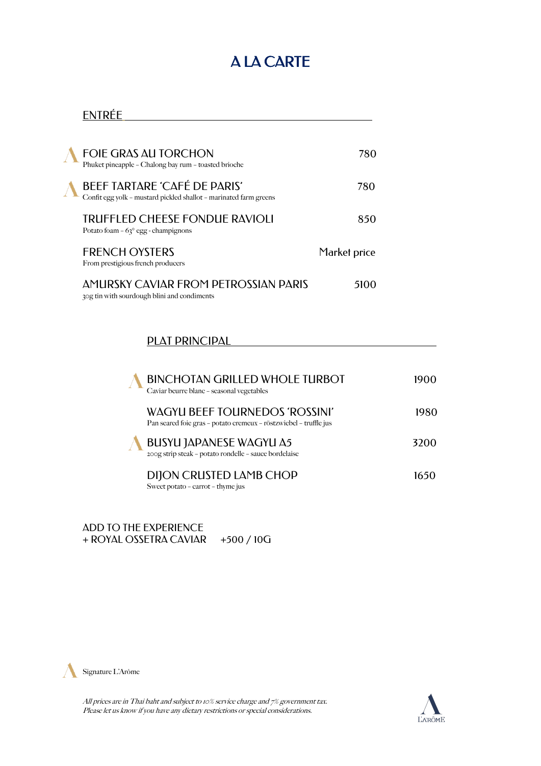# A LA CARTE

## ENTRÉE

**FOIE GRAS AU TORCHON** (Signature) — 780
Phuket pineapple – Chalong bay rum – toasted brioche

**BEEF TARTARE 'CAFÉ DE PARIS'** (Signature) — 780
Confit egg yolk – mustard pickled shallot – marinated farm greens

**TRUFFLED CHEESE FONDUE RAVIOLI** — 850
Potato foam – 63° egg - champignons

**FRENCH OYSTERS** — Market price
From prestigious french producers

**AMURSKY CAVIAR FROM PETROSSIAN PARIS** — 5100
30g tin with sourdough blini and condiments

## PLAT PRINCIPAL

**BINCHOTAN GRILLED WHOLE TURBOT** (Signature) — 1900
Caviar beurre blanc – seasonal vegetables

**WAGYU BEEF TOURNEDOS 'ROSSINI'** — 1980
Pan seared foie gras – potato cremeux – röstzwiebel – truffle jus

**BUSYU JAPANESE WAGYU A5** (Signature) — 3200
200g strip steak – potato rondelle – sauce bordelaise

**DIJON CRUSTED LAMB CHOP** — 1650
Sweet potato – carrot – thyme jus

ADD TO THE EXPERIENCE
+ ROYAL OSSETRA CAVIAR +500 / 10G

Signature L'Arôme

*All prices are in Thai baht and subject to 10% service charge and 7% government tax.*
*Please let us know if you have any dietary restrictions or special considerations.*

L'ARÔME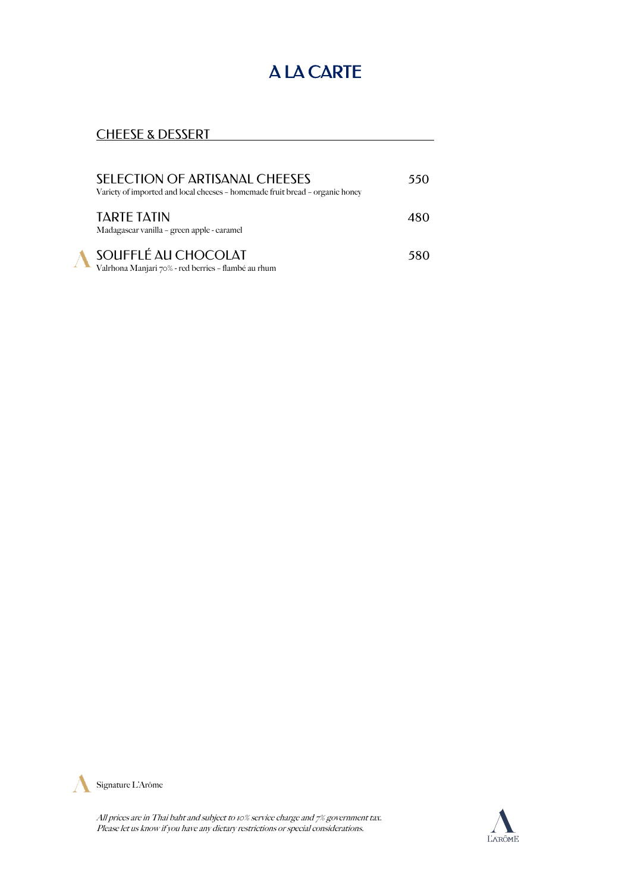# A LA CARTE

## CHEESE & DESSERT

| | |
|---|---|
| **SELECTION OF ARTISANAL CHEESES**<br>Variety of imported and local cheeses – homemade fruit bread – organic honey | 550 |
| **TARTE TATIN**<br>Madagascar vanilla – green apple - caramel | 480 |
| **SOUFFLÉ AU CHOCOLAT** (Signature)<br>Valrhona Manjari 70% - red berries – flambé au rhum | 580 |

Signature L'Arôme

*All prices are in Thai baht and subject to 10% service charge and 7% government tax.*
*Please let us know if you have any dietary restrictions or special considerations.*

L'ARÔME